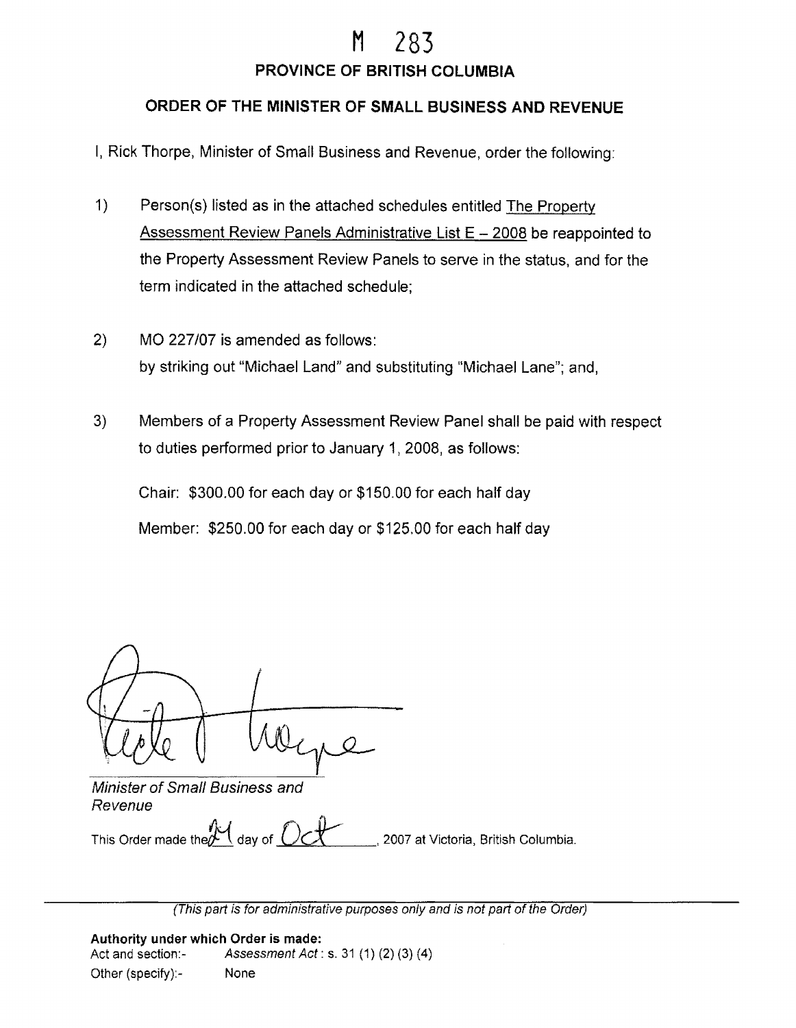# M 283

## PROVINCE OF BRITISH COLUMBIA

## ORDER OF THE MINISTER OF SMALL BUSINESS AND REVENUE

I, Rick Thorpe, Minister of Small Business and Revenue, order the following:

1) Person(s) listed as in the attached schedules entitled The Property Assessment Review Panels Administrative List E – 2008 be reappointed to the Property Assessment Review Panels to serve in the status, and for the term indicated in the attached schedule;

2) MO 227/07 is amended as follows:
by striking out "Michael Land" and substituting "Michael Lane"; and,

3) Members of a Property Assessment Review Panel shall be paid with respect to duties performed prior to January 1, 2008, as follows:

   Chair: $300.00 for each day or $150.00 for each half day

   Member: $250.00 for each day or $125.00 for each half day

*Minister of Small Business and Revenue*

This Order made the 24 day of Oct, 2007 at Victoria, British Columbia.

---

*(This part is for administrative purposes only and is not part of the Order)*

**Authority under which Order is made:**

Act and section:- *Assessment Act*: s. 31 (1) (2) (3) (4)

Other (specify):- None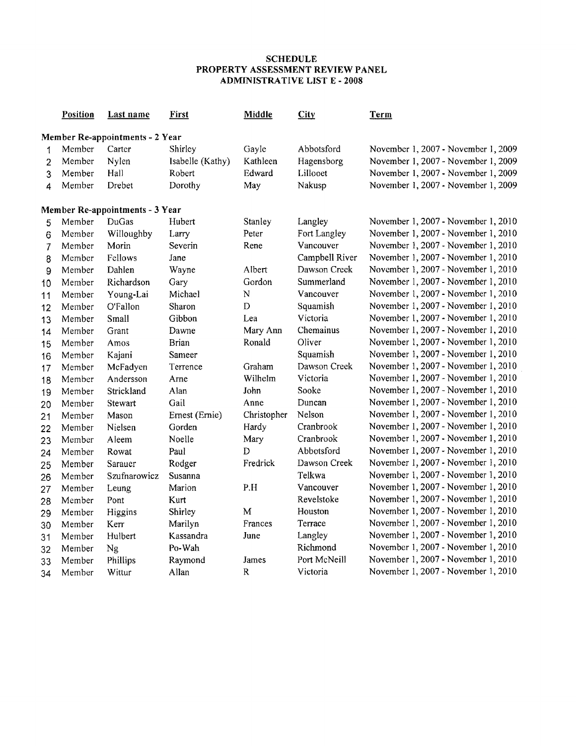**SCHEDULE**
**PROPERTY ASSESSMENT REVIEW PANEL**
**ADMINISTRATIVE LIST E - 2008**

| | Position | Last name | First | Middle | City | Term |
|---|---|---|---|---|---|---|
| **Member Re-appointments - 2 Year** | | | | | | |
| 1 | Member | Carter | Shirley | Gayle | Abbotsford | November 1, 2007 - November 1, 2009 |
| 2 | Member | Nylen | Isabelle (Kathy) | Kathleen | Hagensborg | November 1, 2007 - November 1, 2009 |
| 3 | Member | Hall | Robert | Edward | Lillooet | November 1, 2007 - November 1, 2009 |
| 4 | Member | Drebet | Dorothy | May | Nakusp | November 1, 2007 - November 1, 2009 |
| **Member Re-appointments - 3 Year** | | | | | | |
| 5 | Member | DuGas | Hubert | Stanley | Langley | November 1, 2007 - November 1, 2010 |
| 6 | Member | Willoughby | Larry | Peter | Fort Langley | November 1, 2007 - November 1, 2010 |
| 7 | Member | Morin | Severin | Rene | Vancouver | November 1, 2007 - November 1, 2010 |
| 8 | Member | Fellows | Jane | | Campbell River | November 1, 2007 - November 1, 2010 |
| 9 | Member | Dahlen | Wayne | Albert | Dawson Creek | November 1, 2007 - November 1, 2010 |
| 10 | Member | Richardson | Gary | Gordon | Summerland | November 1, 2007 - November 1, 2010 |
| 11 | Member | Young-Lai | Michael | N | Vancouver | November 1, 2007 - November 1, 2010 |
| 12 | Member | O'Fallon | Sharon | D | Squamish | November 1, 2007 - November 1, 2010 |
| 13 | Member | Small | Gibbon | Lea | Victoria | November 1, 2007 - November 1, 2010 |
| 14 | Member | Grant | Dawne | Mary Ann | Chemainus | November 1, 2007 - November 1, 2010 |
| 15 | Member | Amos | Brian | Ronald | Oliver | November 1, 2007 - November 1, 2010 |
| 16 | Member | Kajani | Sameer | | Squamish | November 1, 2007 - November 1, 2010 |
| 17 | Member | McFadyen | Terrence | Graham | Dawson Creek | November 1, 2007 - November 1, 2010 |
| 18 | Member | Andersson | Arne | Wilhelm | Victoria | November 1, 2007 - November 1, 2010 |
| 19 | Member | Strickland | Alan | John | Sooke | November 1, 2007 - November 1, 2010 |
| 20 | Member | Stewart | Gail | Anne | Duncan | November 1, 2007 - November 1, 2010 |
| 21 | Member | Mason | Ernest (Ernie) | Christopher | Nelson | November 1, 2007 - November 1, 2010 |
| 22 | Member | Nielsen | Gorden | Hardy | Cranbrook | November 1, 2007 - November 1, 2010 |
| 23 | Member | Aleem | Noelle | Mary | Cranbrook | November 1, 2007 - November 1, 2010 |
| 24 | Member | Rowat | Paul | D | Abbotsford | November 1, 2007 - November 1, 2010 |
| 25 | Member | Sarauer | Rodger | Fredrick | Dawson Creek | November 1, 2007 - November 1, 2010 |
| 26 | Member | Szufnarowicz | Susanna | | Telkwa | November 1, 2007 - November 1, 2010 |
| 27 | Member | Leung | Marion | P.H | Vancouver | November 1, 2007 - November 1, 2010 |
| 28 | Member | Pont | Kurt | | Revelstoke | November 1, 2007 - November 1, 2010 |
| 29 | Member | Higgins | Shirley | M | Houston | November 1, 2007 - November 1, 2010 |
| 30 | Member | Kerr | Marilyn | Frances | Terrace | November 1, 2007 - November 1, 2010 |
| 31 | Member | Hulbert | Kassandra | June | Langley | November 1, 2007 - November 1, 2010 |
| 32 | Member | Ng | Po-Wah | | Richmond | November 1, 2007 - November 1, 2010 |
| 33 | Member | Phillips | Raymond | James | Port McNeill | November 1, 2007 - November 1, 2010 |
| 34 | Member | Wittur | Allan | R | Victoria | November 1, 2007 - November 1, 2010 |